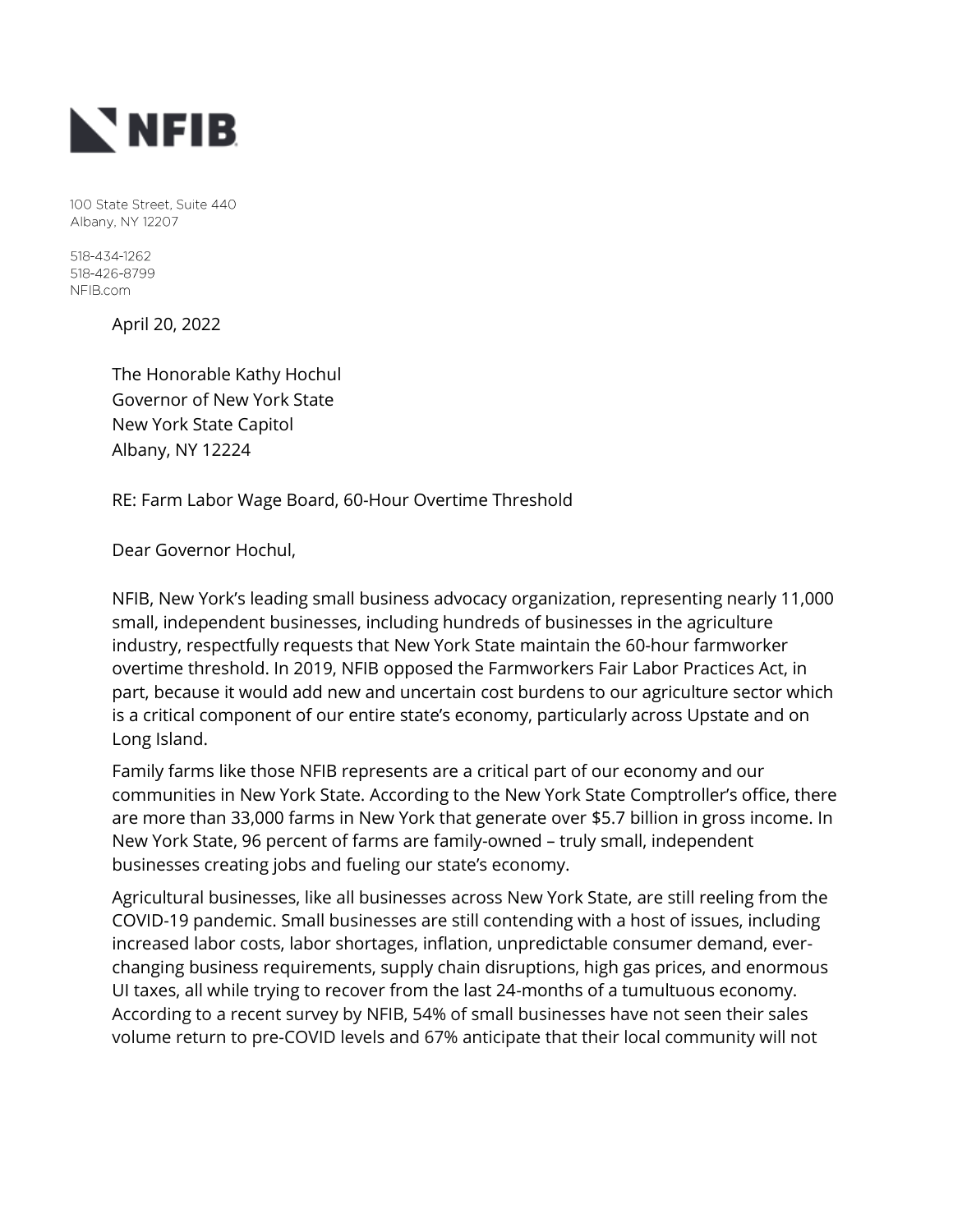**NFIB**

100 State Street, Suite 440
Albany, NY 12207

518-434-1262
518-426-8799
NFIB.com

April 20, 2022

The Honorable Kathy Hochul
Governor of New York State
New York State Capitol
Albany, NY 12224

RE: Farm Labor Wage Board, 60-Hour Overtime Threshold

Dear Governor Hochul,

NFIB, New York's leading small business advocacy organization, representing nearly 11,000 small, independent businesses, including hundreds of businesses in the agriculture industry, respectfully requests that New York State maintain the 60-hour farmworker overtime threshold. In 2019, NFIB opposed the Farmworkers Fair Labor Practices Act, in part, because it would add new and uncertain cost burdens to our agriculture sector which is a critical component of our entire state's economy, particularly across Upstate and on Long Island.

Family farms like those NFIB represents are a critical part of our economy and our communities in New York State. According to the New York State Comptroller's office, there are more than 33,000 farms in New York that generate over $5.7 billion in gross income. In New York State, 96 percent of farms are family-owned – truly small, independent businesses creating jobs and fueling our state's economy.

Agricultural businesses, like all businesses across New York State, are still reeling from the COVID-19 pandemic. Small businesses are still contending with a host of issues, including increased labor costs, labor shortages, inflation, unpredictable consumer demand, ever-changing business requirements, supply chain disruptions, high gas prices, and enormous UI taxes, all while trying to recover from the last 24-months of a tumultuous economy. According to a recent survey by NFIB, 54% of small businesses have not seen their sales volume return to pre-COVID levels and 67% anticipate that their local community will not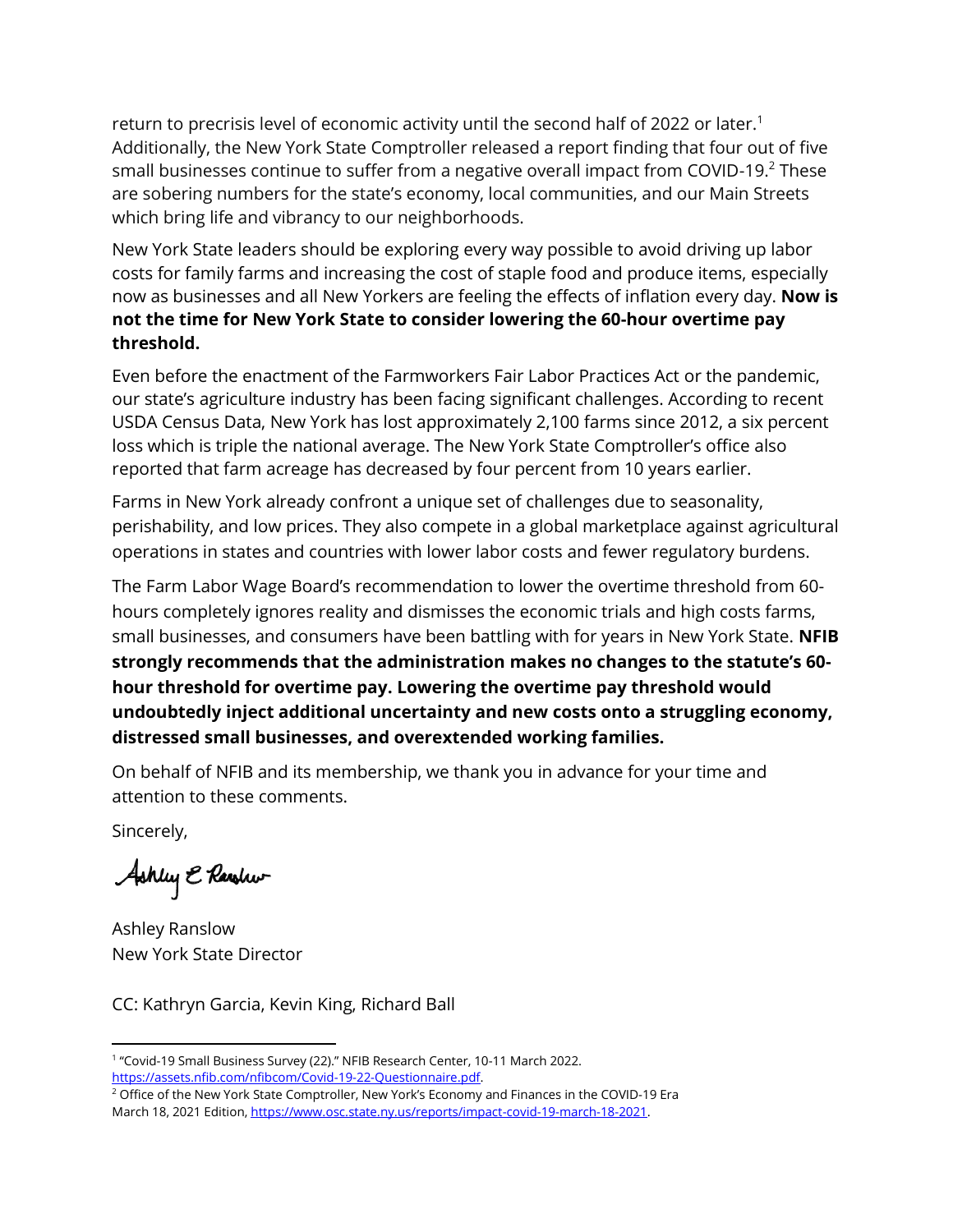return to precrisis level of economic activity until the second half of 2022 or later.[1] Additionally, the New York State Comptroller released a report finding that four out of five small businesses continue to suffer from a negative overall impact from COVID-19.[2] These are sobering numbers for the state's economy, local communities, and our Main Streets which bring life and vibrancy to our neighborhoods.

New York State leaders should be exploring every way possible to avoid driving up labor costs for family farms and increasing the cost of staple food and produce items, especially now as businesses and all New Yorkers are feeling the effects of inflation every day. **Now is not the time for New York State to consider lowering the 60-hour overtime pay threshold.**

Even before the enactment of the Farmworkers Fair Labor Practices Act or the pandemic, our state's agriculture industry has been facing significant challenges. According to recent USDA Census Data, New York has lost approximately 2,100 farms since 2012, a six percent loss which is triple the national average. The New York State Comptroller's office also reported that farm acreage has decreased by four percent from 10 years earlier.

Farms in New York already confront a unique set of challenges due to seasonality, perishability, and low prices. They also compete in a global marketplace against agricultural operations in states and countries with lower labor costs and fewer regulatory burdens.

The Farm Labor Wage Board's recommendation to lower the overtime threshold from 60-hours completely ignores reality and dismisses the economic trials and high costs farms, small businesses, and consumers have been battling with for years in New York State. **NFIB strongly recommends that the administration makes no changes to the statute's 60-hour threshold for overtime pay. Lowering the overtime pay threshold would undoubtedly inject additional uncertainty and new costs onto a struggling economy, distressed small businesses, and overextended working families.**

On behalf of NFIB and its membership, we thank you in advance for your time and attention to these comments.

Sincerely,

Ashley E Ranslow

Ashley Ranslow
New York State Director

CC: Kathryn Garcia, Kevin King, Richard Ball

---

[1] "Covid-19 Small Business Survey (22)." NFIB Research Center, 10-11 March 2022. https://assets.nfib.com/nfibcom/Covid-19-22-Questionnaire.pdf.

[2] Office of the New York State Comptroller, New York's Economy and Finances in the COVID-19 Era March 18, 2021 Edition, https://www.osc.state.ny.us/reports/impact-covid-19-march-18-2021.